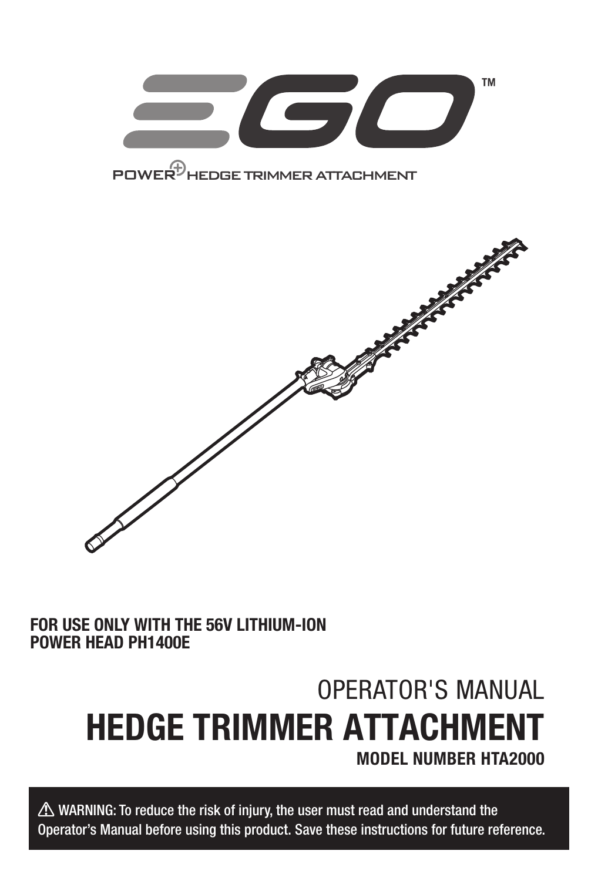EGO™

POWER+ HEDGE TRIMMER ATTACHMENT

**FOR USE ONLY WITH THE 56V LITHIUM-ION POWER HEAD PH1400E**

OPERATOR'S MANUAL

# HEDGE TRIMMER ATTACHMENT

**MODEL NUMBER HTA2000**

⚠ WARNING: To reduce the risk of injury, the user must read and understand the Operator's Manual before using this product. Save these instructions for future reference.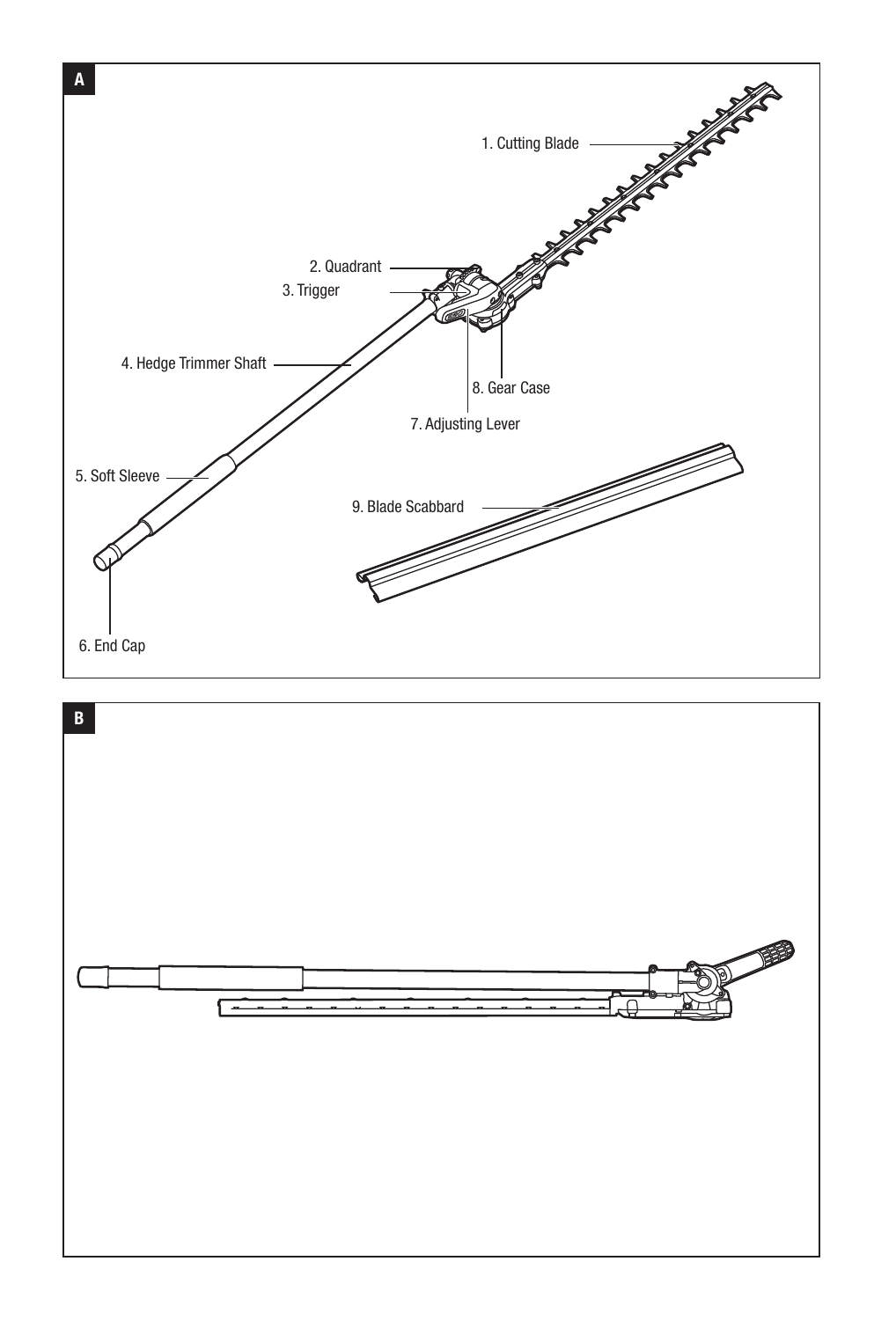**A**

1. Cutting Blade
2. Quadrant
3. Trigger
4. Hedge Trimmer Shaft
5. Soft Sleeve
6. End Cap
7. Adjusting Lever
8. Gear Case
9. Blade Scabbard

**B**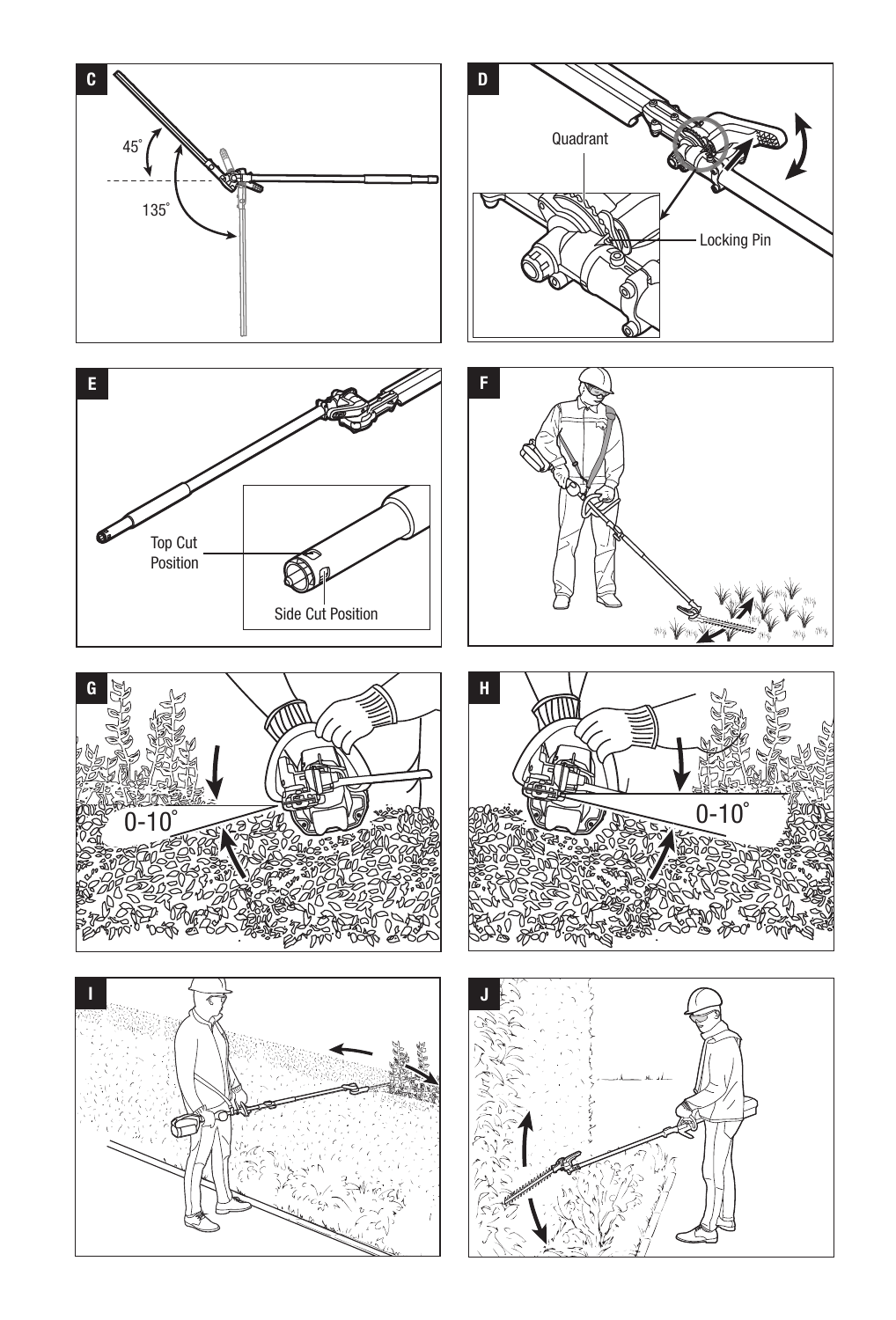C

45°

135°

D

Quadrant

Locking Pin

E

Top Cut Position

Side Cut Position

F

G

0-10°

H

0-10°

I

J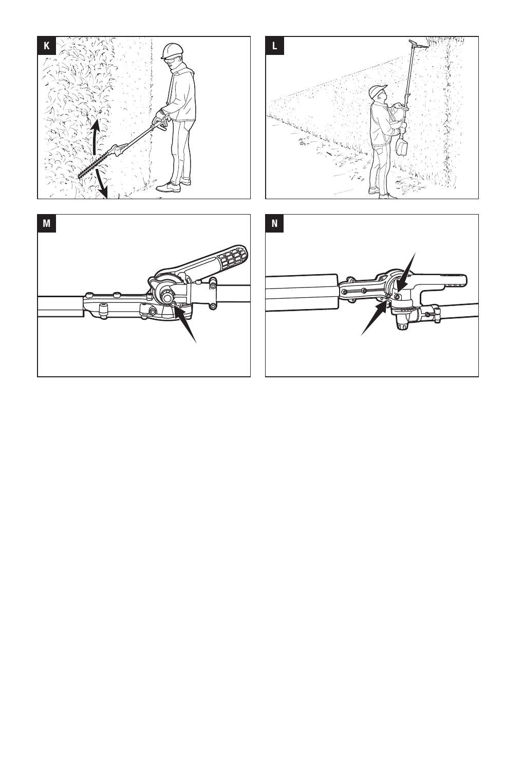K

L

M

N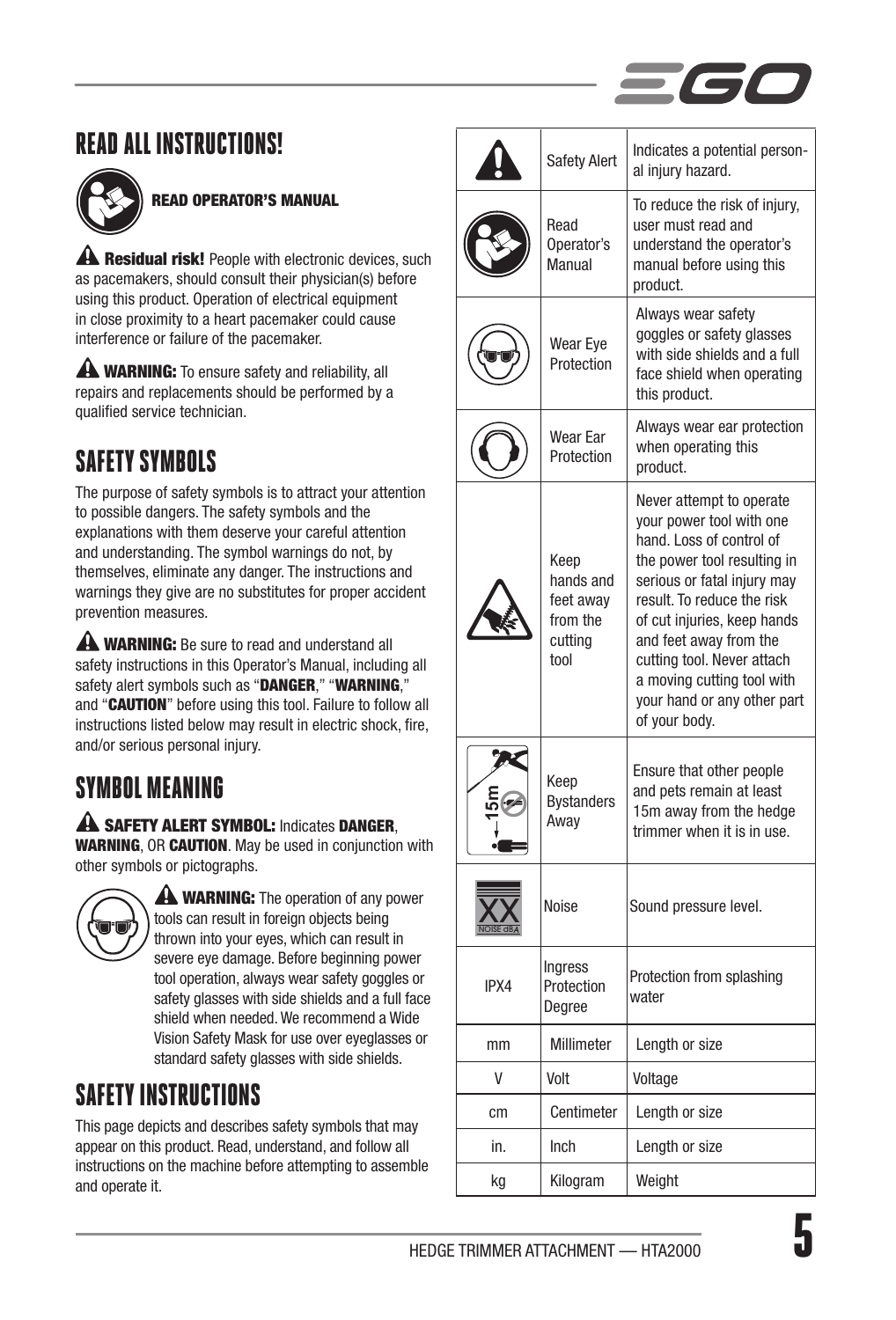# READ ALL INSTRUCTIONS!

**READ OPERATOR'S MANUAL**

⚠ **Residual risk!** People with electronic devices, such as pacemakers, should consult their physician(s) before using this product. Operation of electrical equipment in close proximity to a heart pacemaker could cause interference or failure of the pacemaker.

⚠ **WARNING:** To ensure safety and reliability, all repairs and replacements should be performed by a qualified service technician.

## SAFETY SYMBOLS

The purpose of safety symbols is to attract your attention to possible dangers. The safety symbols and the explanations with them deserve your careful attention and understanding. The symbol warnings do not, by themselves, eliminate any danger. The instructions and warnings they give are no substitutes for proper accident prevention measures.

⚠ **WARNING:** Be sure to read and understand all safety instructions in this Operator's Manual, including all safety alert symbols such as "**DANGER**," "**WARNING**," and "**CAUTION**" before using this tool. Failure to follow all instructions listed below may result in electric shock, fire, and/or serious personal injury.

## SYMBOL MEANING

⚠ **SAFETY ALERT SYMBOL:** Indicates **DANGER**, **WARNING**, OR **CAUTION**. May be used in conjunction with other symbols or pictographs.

⚠ **WARNING:** The operation of any power tools can result in foreign objects being thrown into your eyes, which can result in severe eye damage. Before beginning power tool operation, always wear safety goggles or safety glasses with side shields and a full face shield when needed. We recommend a Wide Vision Safety Mask for use over eyeglasses or standard safety glasses with side shields.

## SAFETY INSTRUCTIONS

This page depicts and describes safety symbols that may appear on this product. Read, understand, and follow all instructions on the machine before attempting to assemble and operate it.

| Symbol | Name | Designation/Explanation |
|---|---|---|
| | Safety Alert | Indicates a potential personal injury hazard. |
| | Read Operator's Manual | To reduce the risk of injury, user must read and understand the operator's manual before using this product. |
| | Wear Eye Protection | Always wear safety goggles or safety glasses with side shields and a full face shield when operating this product. |
| | Wear Ear Protection | Always wear ear protection when operating this product. |
| | Keep hands and feet away from the cutting tool | Never attempt to operate your power tool with one hand. Loss of control of the power tool resulting in serious or fatal injury may result. To reduce the risk of cut injuries, keep hands and feet away from the cutting tool. Never attach a moving cutting tool with your hand or any other part of your body. |
| 15m | Keep Bystanders Away | Ensure that other people and pets remain at least 15m away from the hedge trimmer when it is in use. |
| XX NOISE dBA | Noise | Sound pressure level. |
| IPX4 | Ingress Protection Degree | Protection from splashing water |
| mm | Millimeter | Length or size |
| V | Volt | Voltage |
| cm | Centimeter | Length or size |
| in. | Inch | Length or size |
| kg | Kilogram | Weight |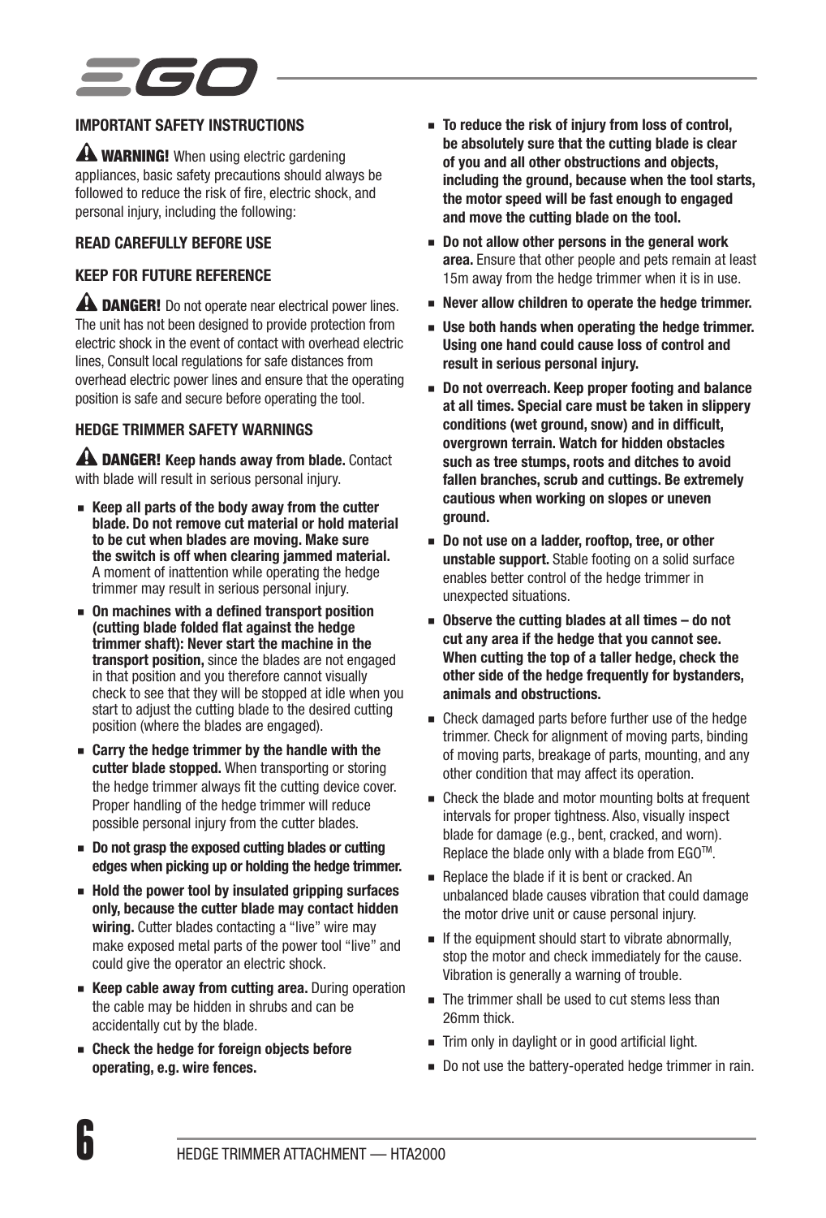## IMPORTANT SAFETY INSTRUCTIONS

⚠ **WARNING!** When using electric gardening appliances, basic safety precautions should always be followed to reduce the risk of fire, electric shock, and personal injury, including the following:

### READ CAREFULLY BEFORE USE

### KEEP FOR FUTURE REFERENCE

⚠ **DANGER!** Do not operate near electrical power lines. The unit has not been designed to provide protection from electric shock in the event of contact with overhead electric lines, Consult local regulations for safe distances from overhead electric power lines and ensure that the operating position is safe and secure before operating the tool.

### HEDGE TRIMMER SAFETY WARNINGS

⚠ **DANGER! Keep hands away from blade.** Contact with blade will result in serious personal injury.

- **Keep all parts of the body away from the cutter blade. Do not remove cut material or hold material to be cut when blades are moving. Make sure the switch is off when clearing jammed material.** A moment of inattention while operating the hedge trimmer may result in serious personal injury.
- **On machines with a defined transport position (cutting blade folded flat against the hedge trimmer shaft): Never start the machine in the transport position,** since the blades are not engaged in that position and you therefore cannot visually check to see that they will be stopped at idle when you start to adjust the cutting blade to the desired cutting position (where the blades are engaged).
- **Carry the hedge trimmer by the handle with the cutter blade stopped.** When transporting or storing the hedge trimmer always fit the cutting device cover. Proper handling of the hedge trimmer will reduce possible personal injury from the cutter blades.
- **Do not grasp the exposed cutting blades or cutting edges when picking up or holding the hedge trimmer.**
- **Hold the power tool by insulated gripping surfaces only, because the cutter blade may contact hidden wiring.** Cutter blades contacting a "live" wire may make exposed metal parts of the power tool "live" and could give the operator an electric shock.
- **Keep cable away from cutting area.** During operation the cable may be hidden in shrubs and can be accidentally cut by the blade.
- **Check the hedge for foreign objects before operating, e.g. wire fences.**
- **To reduce the risk of injury from loss of control, be absolutely sure that the cutting blade is clear of you and all other obstructions and objects, including the ground, because when the tool starts, the motor speed will be fast enough to engaged and move the cutting blade on the tool.**
- **Do not allow other persons in the general work area.** Ensure that other people and pets remain at least 15m away from the hedge trimmer when it is in use.
- **Never allow children to operate the hedge trimmer.**
- **Use both hands when operating the hedge trimmer. Using one hand could cause loss of control and result in serious personal injury.**
- **Do not overreach. Keep proper footing and balance at all times. Special care must be taken in slippery conditions (wet ground, snow) and in difficult, overgrown terrain. Watch for hidden obstacles such as tree stumps, roots and ditches to avoid fallen branches, scrub and cuttings. Be extremely cautious when working on slopes or uneven ground.**
- **Do not use on a ladder, rooftop, tree, or other unstable support.** Stable footing on a solid surface enables better control of the hedge trimmer in unexpected situations.
- **Observe the cutting blades at all times – do not cut any area if the hedge that you cannot see. When cutting the top of a taller hedge, check the other side of the hedge frequently for bystanders, animals and obstructions.**
- Check damaged parts before further use of the hedge trimmer. Check for alignment of moving parts, binding of moving parts, breakage of parts, mounting, and any other condition that may affect its operation.
- Check the blade and motor mounting bolts at frequent intervals for proper tightness. Also, visually inspect blade for damage (e.g., bent, cracked, and worn). Replace the blade only with a blade from EGO™.
- Replace the blade if it is bent or cracked. An unbalanced blade causes vibration that could damage the motor drive unit or cause personal injury.
- If the equipment should start to vibrate abnormally, stop the motor and check immediately for the cause. Vibration is generally a warning of trouble.
- The trimmer shall be used to cut stems less than 26mm thick.
- Trim only in daylight or in good artificial light.
- Do not use the battery-operated hedge trimmer in rain.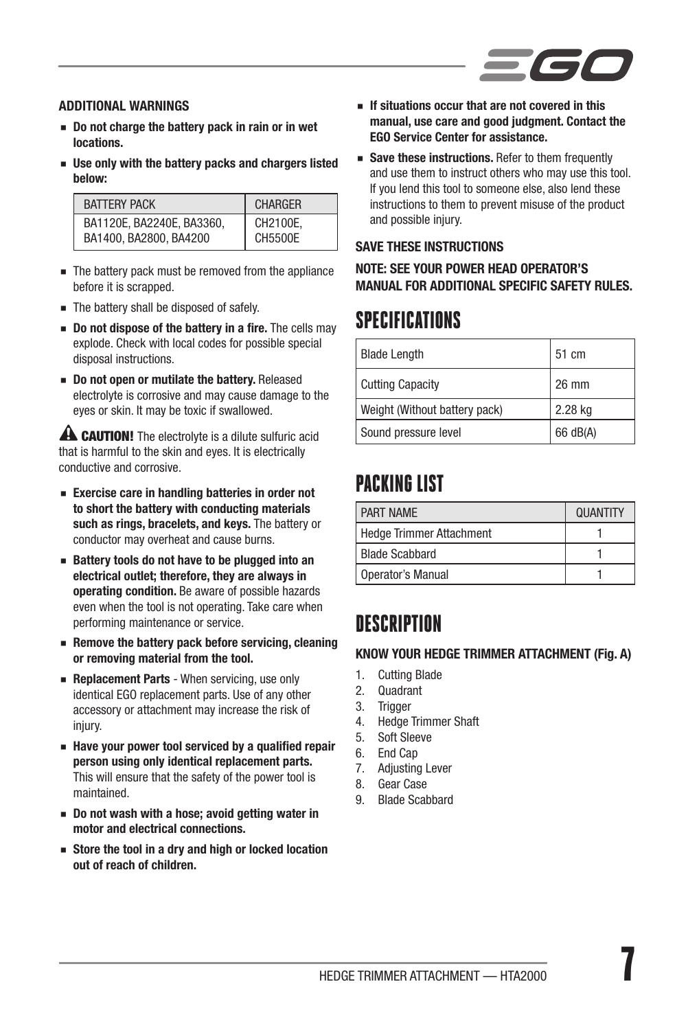#### ADDITIONAL WARNINGS

- **Do not charge the battery pack in rain or in wet locations.**
- **Use only with the battery packs and chargers listed below:**

| BATTERY PACK | CHARGER |
|---|---|
| BA1120E, BA2240E, BA3360, BA1400, BA2800, BA4200 | CH2100E, CH5500E |

- The battery pack must be removed from the appliance before it is scrapped.
- The battery shall be disposed of safely.
- **Do not dispose of the battery in a fire.** The cells may explode. Check with local codes for possible special disposal instructions.
- **Do not open or mutilate the battery.** Released electrolyte is corrosive and may cause damage to the eyes or skin. It may be toxic if swallowed.

**CAUTION!** The electrolyte is a dilute sulfuric acid that is harmful to the skin and eyes. It is electrically conductive and corrosive.

- **Exercise care in handling batteries in order not to short the battery with conducting materials such as rings, bracelets, and keys.** The battery or conductor may overheat and cause burns.
- **Battery tools do not have to be plugged into an electrical outlet; therefore, they are always in operating condition.** Be aware of possible hazards even when the tool is not operating. Take care when performing maintenance or service.
- **Remove the battery pack before servicing, cleaning or removing material from the tool.**
- **Replacement Parts** - When servicing, use only identical EGO replacement parts. Use of any other accessory or attachment may increase the risk of injury.
- **Have your power tool serviced by a qualified repair person using only identical replacement parts.** This will ensure that the safety of the power tool is maintained.
- **Do not wash with a hose; avoid getting water in motor and electrical connections.**
- **Store the tool in a dry and high or locked location out of reach of children.**
- **If situations occur that are not covered in this manual, use care and good judgment. Contact the EGO Service Center for assistance.**
- **Save these instructions.** Refer to them frequently and use them to instruct others who may use this tool. If you lend this tool to someone else, also lend these instructions to them to prevent misuse of the product and possible injury.

#### SAVE THESE INSTRUCTIONS

**NOTE: SEE YOUR POWER HEAD OPERATOR'S MANUAL FOR ADDITIONAL SPECIFIC SAFETY RULES.**

## SPECIFICATIONS

| | |
|---|---|
| Blade Length | 51 cm |
| Cutting Capacity | 26 mm |
| Weight (Without battery pack) | 2.28 kg |
| Sound pressure level | 66 dB(A) |

## PACKING LIST

| PART NAME | QUANTITY |
|---|---|
| Hedge Trimmer Attachment | 1 |
| Blade Scabbard | 1 |
| Operator's Manual | 1 |

## DESCRIPTION

#### KNOW YOUR HEDGE TRIMMER ATTACHMENT (Fig. A)

1. Cutting Blade
2. Quadrant
3. Trigger
4. Hedge Trimmer Shaft
5. Soft Sleeve
6. End Cap
7. Adjusting Lever
8. Gear Case
9. Blade Scabbard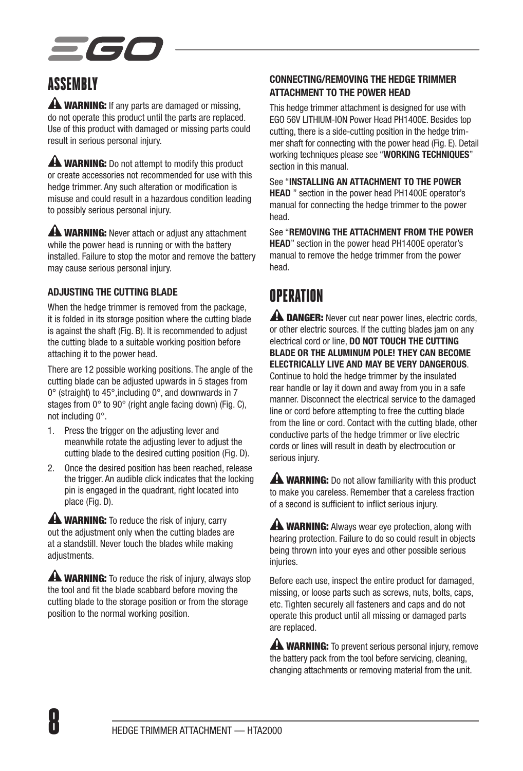## ASSEMBLY

⚠ **WARNING:** If any parts are damaged or missing, do not operate this product until the parts are replaced. Use of this product with damaged or missing parts could result in serious personal injury.

⚠ **WARNING:** Do not attempt to modify this product or create accessories not recommended for use with this hedge trimmer. Any such alteration or modification is misuse and could result in a hazardous condition leading to possibly serious personal injury.

⚠ **WARNING:** Never attach or adjust any attachment while the power head is running or with the battery installed. Failure to stop the motor and remove the battery may cause serious personal injury.

### ADJUSTING THE CUTTING BLADE

When the hedge trimmer is removed from the package, it is folded in its storage position where the cutting blade is against the shaft (Fig. B). It is recommended to adjust the cutting blade to a suitable working position before attaching it to the power head.

There are 12 possible working positions. The angle of the cutting blade can be adjusted upwards in 5 stages from 0° (straight) to 45°,including 0°, and downwards in 7 stages from 0° to 90° (right angle facing down) (Fig. C), not including 0°.

1. Press the trigger on the adjusting lever and meanwhile rotate the adjusting lever to adjust the cutting blade to the desired cutting position (Fig. D).
2. Once the desired position has been reached, release the trigger. An audible click indicates that the locking pin is engaged in the quadrant, right located into place (Fig. D).

⚠ **WARNING:** To reduce the risk of injury, carry out the adjustment only when the cutting blades are at a standstill. Never touch the blades while making adjustments.

⚠ **WARNING:** To reduce the risk of injury, always stop the tool and fit the blade scabbard before moving the cutting blade to the storage position or from the storage position to the normal working position.

### CONNECTING/REMOVING THE HEDGE TRIMMER ATTACHMENT TO THE POWER HEAD

This hedge trimmer attachment is designed for use with EGO 56V LITHIUM-ION Power Head PH1400E. Besides top cutting, there is a side-cutting position in the hedge trimmer shaft for connecting with the power head (Fig. E). Detail working techniques please see "**WORKING TECHNIQUES**" section in this manual.

See "**INSTALLING AN ATTACHMENT TO THE POWER HEAD** " section in the power head PH1400E operator's manual for connecting the hedge trimmer to the power head.

See "**REMOVING THE ATTACHMENT FROM THE POWER HEAD**" section in the power head PH1400E operator's manual to remove the hedge trimmer from the power head.

## OPERATION

⚠ **DANGER:** Never cut near power lines, electric cords, or other electric sources. If the cutting blades jam on any electrical cord or line, **DO NOT TOUCH THE CUTTING BLADE OR THE ALUMINUM POLE! THEY CAN BECOME ELECTRICALLY LIVE AND MAY BE VERY DANGEROUS**. Continue to hold the hedge trimmer by the insulated rear handle or lay it down and away from you in a safe manner. Disconnect the electrical service to the damaged line or cord before attempting to free the cutting blade from the line or cord. Contact with the cutting blade, other conductive parts of the hedge trimmer or live electric cords or lines will result in death by electrocution or serious injury.

⚠ **WARNING:** Do not allow familiarity with this product to make you careless. Remember that a careless fraction of a second is sufficient to inflict serious injury.

⚠ **WARNING:** Always wear eye protection, along with hearing protection. Failure to do so could result in objects being thrown into your eyes and other possible serious injuries.

Before each use, inspect the entire product for damaged, missing, or loose parts such as screws, nuts, bolts, caps, etc. Tighten securely all fasteners and caps and do not operate this product until all missing or damaged parts are replaced.

⚠ **WARNING:** To prevent serious personal injury, remove the battery pack from the tool before servicing, cleaning, changing attachments or removing material from the unit.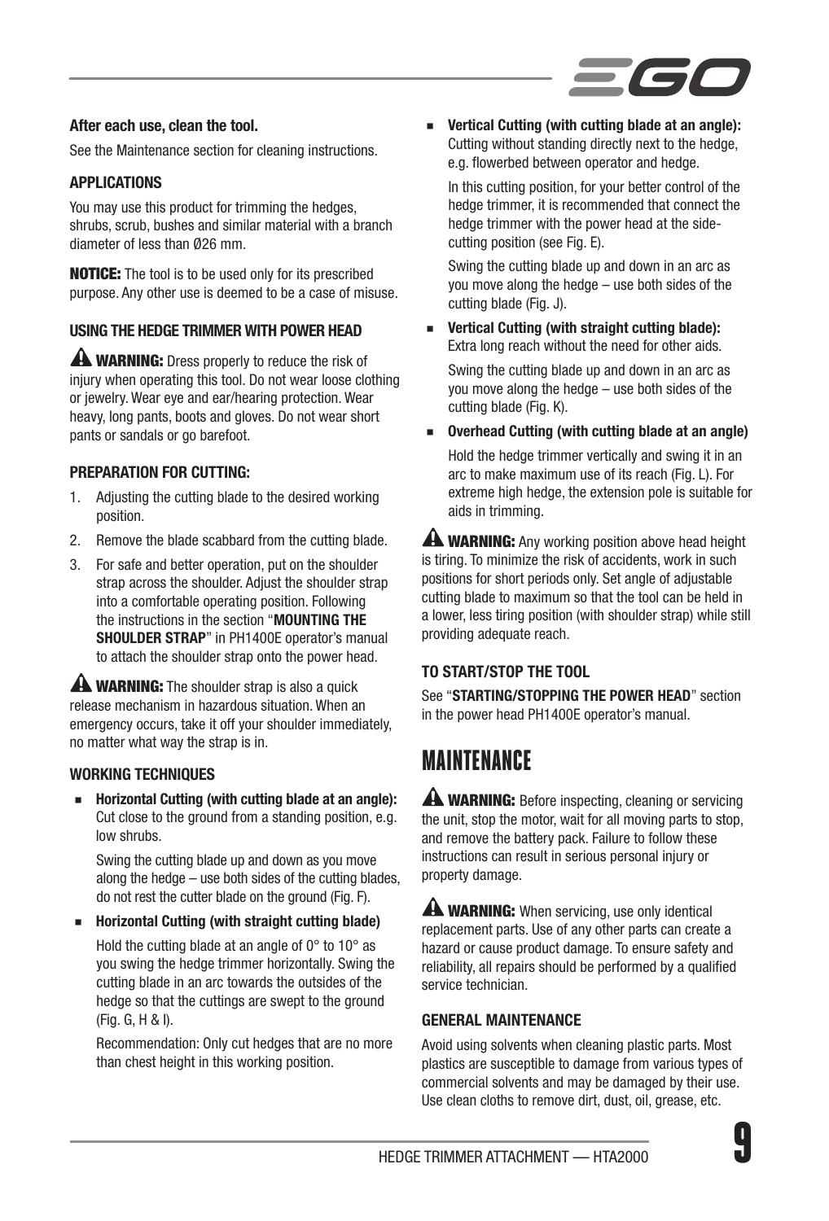**After each use, clean the tool.**

See the Maintenance section for cleaning instructions.

### APPLICATIONS

You may use this product for trimming the hedges, shrubs, scrub, bushes and similar material with a branch diameter of less than Ø26 mm.

**NOTICE:** The tool is to be used only for its prescribed purpose. Any other use is deemed to be a case of misuse.

### USING THE HEDGE TRIMMER WITH POWER HEAD

**⚠ WARNING:** Dress properly to reduce the risk of injury when operating this tool. Do not wear loose clothing or jewelry. Wear eye and ear/hearing protection. Wear heavy, long pants, boots and gloves. Do not wear short pants or sandals or go barefoot.

### PREPARATION FOR CUTTING:

1. Adjusting the cutting blade to the desired working position.
2. Remove the blade scabbard from the cutting blade.
3. For safe and better operation, put on the shoulder strap across the shoulder. Adjust the shoulder strap into a comfortable operating position. Following the instructions in the section "**MOUNTING THE SHOULDER STRAP**" in PH1400E operator's manual to attach the shoulder strap onto the power head.

**⚠ WARNING:** The shoulder strap is also a quick release mechanism in hazardous situation. When an emergency occurs, take it off your shoulder immediately, no matter what way the strap is in.

### WORKING TECHNIQUES

- **Horizontal Cutting (with cutting blade at an angle):** Cut close to the ground from a standing position, e.g. low shrubs.

  Swing the cutting blade up and down as you move along the hedge – use both sides of the cutting blades, do not rest the cutter blade on the ground (Fig. F).

- **Horizontal Cutting (with straight cutting blade)**

  Hold the cutting blade at an angle of 0° to 10° as you swing the hedge trimmer horizontally. Swing the cutting blade in an arc towards the outsides of the hedge so that the cuttings are swept to the ground (Fig. G, H & I).

  Recommendation: Only cut hedges that are no more than chest height in this working position.

- **Vertical Cutting (with cutting blade at an angle):** Cutting without standing directly next to the hedge, e.g. flowerbed between operator and hedge.

  In this cutting position, for your better control of the hedge trimmer, it is recommended that connect the hedge trimmer with the power head at the side-cutting position (see Fig. E).

  Swing the cutting blade up and down in an arc as you move along the hedge – use both sides of the cutting blade (Fig. J).

- **Vertical Cutting (with straight cutting blade):** Extra long reach without the need for other aids.

  Swing the cutting blade up and down in an arc as you move along the hedge – use both sides of the cutting blade (Fig. K).

- **Overhead Cutting (with cutting blade at an angle)**

  Hold the hedge trimmer vertically and swing it in an arc to make maximum use of its reach (Fig. L). For extreme high hedge, the extension pole is suitable for aids in trimming.

**⚠ WARNING:** Any working position above head height is tiring. To minimize the risk of accidents, work in such positions for short periods only. Set angle of adjustable cutting blade to maximum so that the tool can be held in a lower, less tiring position (with shoulder strap) while still providing adequate reach.

### TO START/STOP THE TOOL

See "**STARTING/STOPPING THE POWER HEAD**" section in the power head PH1400E operator's manual.

# MAINTENANCE

**⚠ WARNING:** Before inspecting, cleaning or servicing the unit, stop the motor, wait for all moving parts to stop, and remove the battery pack. Failure to follow these instructions can result in serious personal injury or property damage.

**⚠ WARNING:** When servicing, use only identical replacement parts. Use of any other parts can create a hazard or cause product damage. To ensure safety and reliability, all repairs should be performed by a qualified service technician.

### GENERAL MAINTENANCE

Avoid using solvents when cleaning plastic parts. Most plastics are susceptible to damage from various types of commercial solvents and may be damaged by their use. Use clean cloths to remove dirt, dust, oil, grease, etc.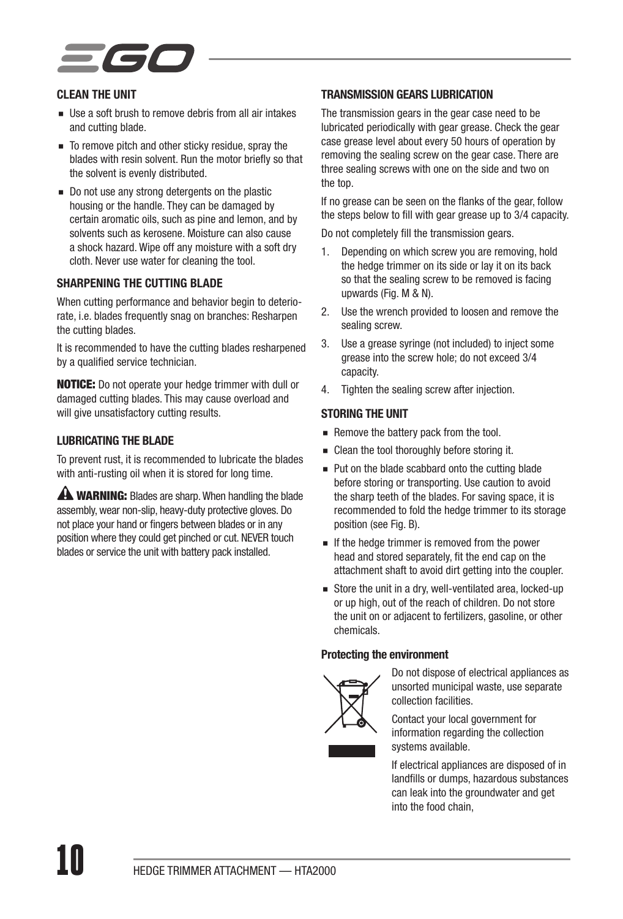### CLEAN THE UNIT

- Use a soft brush to remove debris from all air intakes and cutting blade.
- To remove pitch and other sticky residue, spray the blades with resin solvent. Run the motor briefly so that the solvent is evenly distributed.
- Do not use any strong detergents on the plastic housing or the handle. They can be damaged by certain aromatic oils, such as pine and lemon, and by solvents such as kerosene. Moisture can also cause a shock hazard. Wipe off any moisture with a soft dry cloth. Never use water for cleaning the tool.

### SHARPENING THE CUTTING BLADE

When cutting performance and behavior begin to deteriorate, i.e. blades frequently snag on branches: Resharpen the cutting blades.

It is recommended to have the cutting blades resharpened by a qualified service technician.

**NOTICE:** Do not operate your hedge trimmer with dull or damaged cutting blades. This may cause overload and will give unsatisfactory cutting results.

### LUBRICATING THE BLADE

To prevent rust, it is recommended to lubricate the blades with anti-rusting oil when it is stored for long time.

⚠ **WARNING:** Blades are sharp. When handling the blade assembly, wear non-slip, heavy-duty protective gloves. Do not place your hand or fingers between blades or in any position where they could get pinched or cut. NEVER touch blades or service the unit with battery pack installed.

### TRANSMISSION GEARS LUBRICATION

The transmission gears in the gear case need to be lubricated periodically with gear grease. Check the gear case grease level about every 50 hours of operation by removing the sealing screw on the gear case. There are three sealing screws with one on the side and two on the top.

If no grease can be seen on the flanks of the gear, follow the steps below to fill with gear grease up to 3/4 capacity.

Do not completely fill the transmission gears.

1. Depending on which screw you are removing, hold the hedge trimmer on its side or lay it on its back so that the sealing screw to be removed is facing upwards (Fig. M & N).
2. Use the wrench provided to loosen and remove the sealing screw.
3. Use a grease syringe (not included) to inject some grease into the screw hole; do not exceed 3/4 capacity.
4. Tighten the sealing screw after injection.

### STORING THE UNIT

- Remove the battery pack from the tool.
- Clean the tool thoroughly before storing it.
- Put on the blade scabbard onto the cutting blade before storing or transporting. Use caution to avoid the sharp teeth of the blades. For saving space, it is recommended to fold the hedge trimmer to its storage position (see Fig. B).
- If the hedge trimmer is removed from the power head and stored separately, fit the end cap on the attachment shaft to avoid dirt getting into the coupler.
- Store the unit in a dry, well-ventilated area, locked-up or up high, out of the reach of children. Do not store the unit on or adjacent to fertilizers, gasoline, or other chemicals.

#### Protecting the environment

Do not dispose of electrical appliances as unsorted municipal waste, use separate collection facilities.

Contact your local government for information regarding the collection systems available.

If electrical appliances are disposed of in landfills or dumps, hazardous substances can leak into the groundwater and get into the food chain,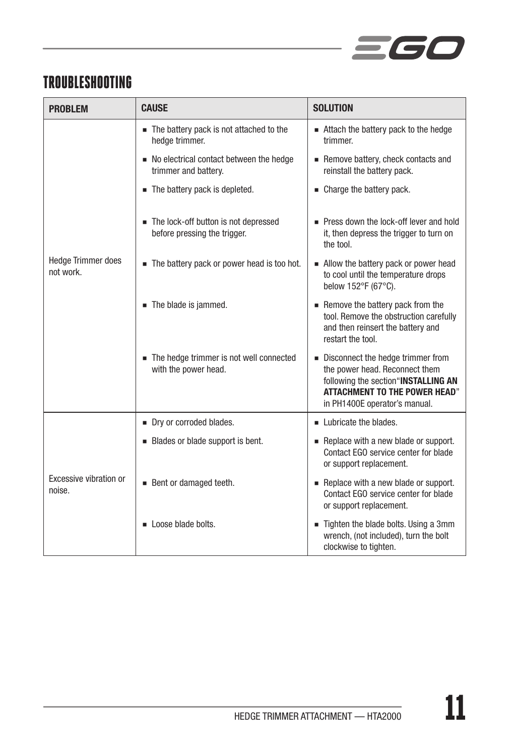## TROUBLESHOOTING

| PROBLEM | CAUSE | SOLUTION |
|---|---|---|
| Hedge Trimmer does not work. | ■ The battery pack is not attached to the hedge trimmer. | ■ Attach the battery pack to the hedge trimmer. |
| | ■ No electrical contact between the hedge trimmer and battery. | ■ Remove battery, check contacts and reinstall the battery pack. |
| | ■ The battery pack is depleted. | ■ Charge the battery pack. |
| | ■ The lock-off button is not depressed before pressing the trigger. | ■ Press down the lock-off lever and hold it, then depress the trigger to turn on the tool. |
| | ■ The battery pack or power head is too hot. | ■ Allow the battery pack or power head to cool until the temperature drops below 152°F (67°C). |
| | ■ The blade is jammed. | ■ Remove the battery pack from the tool. Remove the obstruction carefully and then reinsert the battery and restart the tool. |
| | ■ The hedge trimmer is not well connected with the power head. | ■ Disconnect the hedge trimmer from the power head. Reconnect them following the section"**INSTALLING AN ATTACHMENT TO THE POWER HEAD**" in PH1400E operator's manual. |
| Excessive vibration or noise. | ■ Dry or corroded blades. | ■ Lubricate the blades. |
| | ■ Blades or blade support is bent. | ■ Replace with a new blade or support. Contact EGO service center for blade or support replacement. |
| | ■ Bent or damaged teeth. | ■ Replace with a new blade or support. Contact EGO service center for blade or support replacement. |
| | ■ Loose blade bolts. | ■ Tighten the blade bolts. Using a 3mm wrench, (not included), turn the bolt clockwise to tighten. |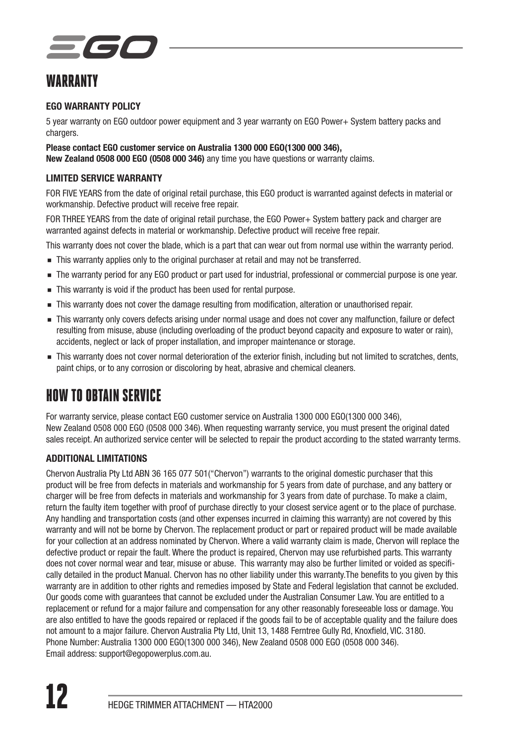# WARRANTY

### EGO WARRANTY POLICY

5 year warranty on EGO outdoor power equipment and 3 year warranty on EGO Power+ System battery packs and chargers.

**Please contact EGO customer service on Australia 1300 000 EGO(1300 000 346), New Zealand 0508 000 EGO (0508 000 346)** any time you have questions or warranty claims.

### LIMITED SERVICE WARRANTY

FOR FIVE YEARS from the date of original retail purchase, this EGO product is warranted against defects in material or workmanship. Defective product will receive free repair.

FOR THREE YEARS from the date of original retail purchase, the EGO Power+ System battery pack and charger are warranted against defects in material or workmanship. Defective product will receive free repair.

This warranty does not cover the blade, which is a part that can wear out from normal use within the warranty period.

- This warranty applies only to the original purchaser at retail and may not be transferred.
- The warranty period for any EGO product or part used for industrial, professional or commercial purpose is one year.
- This warranty is void if the product has been used for rental purpose.
- This warranty does not cover the damage resulting from modification, alteration or unauthorised repair.
- This warranty only covers defects arising under normal usage and does not cover any malfunction, failure or defect resulting from misuse, abuse (including overloading of the product beyond capacity and exposure to water or rain), accidents, neglect or lack of proper installation, and improper maintenance or storage.
- This warranty does not cover normal deterioration of the exterior finish, including but not limited to scratches, dents, paint chips, or to any corrosion or discoloring by heat, abrasive and chemical cleaners.

# HOW TO OBTAIN SERVICE

For warranty service, please contact EGO customer service on Australia 1300 000 EGO(1300 000 346), New Zealand 0508 000 EGO (0508 000 346). When requesting warranty service, you must present the original dated sales receipt. An authorized service center will be selected to repair the product according to the stated warranty terms.

### ADDITIONAL LIMITATIONS

Chervon Australia Pty Ltd ABN 36 165 077 501("Chervon") warrants to the original domestic purchaser that this product will be free from defects in materials and workmanship for 5 years from date of purchase, and any battery or charger will be free from defects in materials and workmanship for 3 years from date of purchase. To make a claim, return the faulty item together with proof of purchase directly to your closest service agent or to the place of purchase. Any handling and transportation costs (and other expenses incurred in claiming this warranty) are not covered by this warranty and will not be borne by Chervon. The replacement product or part or repaired product will be made available for your collection at an address nominated by Chervon. Where a valid warranty claim is made, Chervon will replace the defective product or repair the fault. Where the product is repaired, Chervon may use refurbished parts. This warranty does not cover normal wear and tear, misuse or abuse. This warranty may also be further limited or voided as specifically detailed in the product Manual. Chervon has no other liability under this warranty.The benefits to you given by this warranty are in addition to other rights and remedies imposed by State and Federal legislation that cannot be excluded. Our goods come with guarantees that cannot be excluded under the Australian Consumer Law. You are entitled to a replacement or refund for a major failure and compensation for any other reasonably foreseeable loss or damage. You are also entitled to have the goods repaired or replaced if the goods fail to be of acceptable quality and the failure does not amount to a major failure. Chervon Australia Pty Ltd, Unit 13, 1488 Ferntree Gully Rd, Knoxfield, VIC. 3180.
Phone Number: Australia 1300 000 EGO(1300 000 346), New Zealand 0508 000 EGO (0508 000 346).
Email address: support@egopowerplus.com.au.